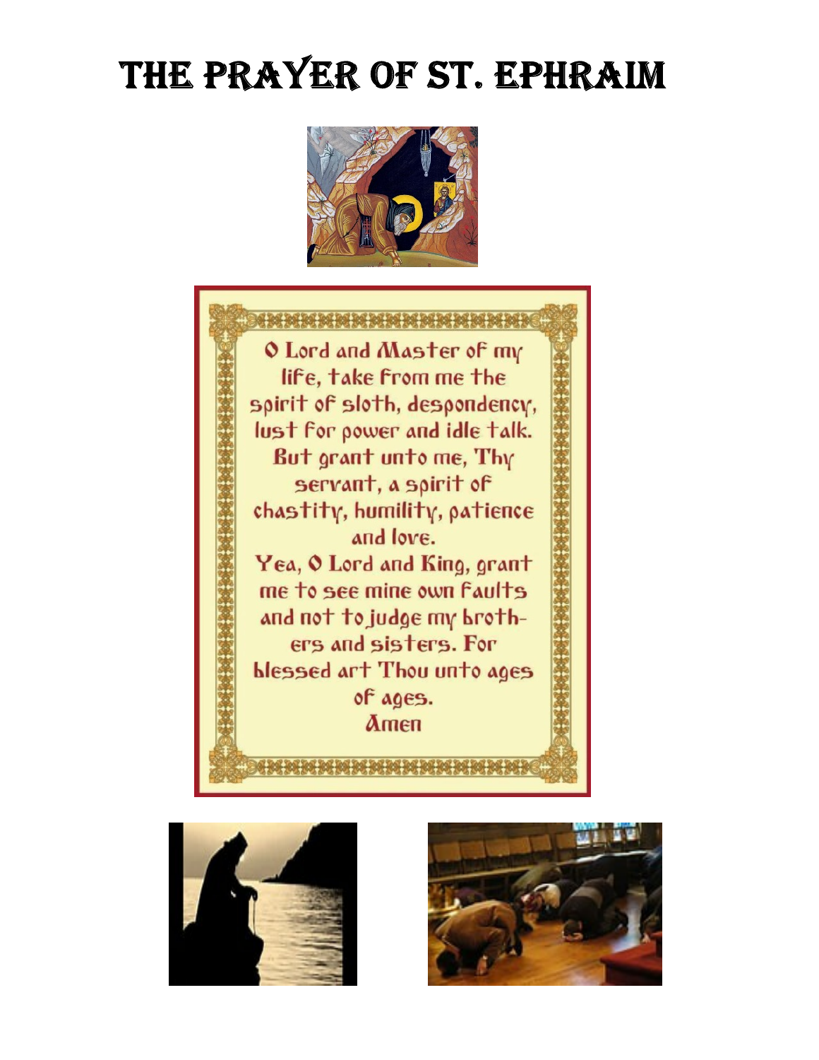# The Prayer of St. Ephraim

O Lord and Master of my life, take from me the spirit of sloth, despondency, lust for power and idle talk.
But grant unto me, Thy servant, a spirit of chastity, humility, patience and love.
Yea, O Lord and King, grant me to see mine own faults and not to judge my brothers and sisters. For blessed art Thou unto ages of ages.
Amen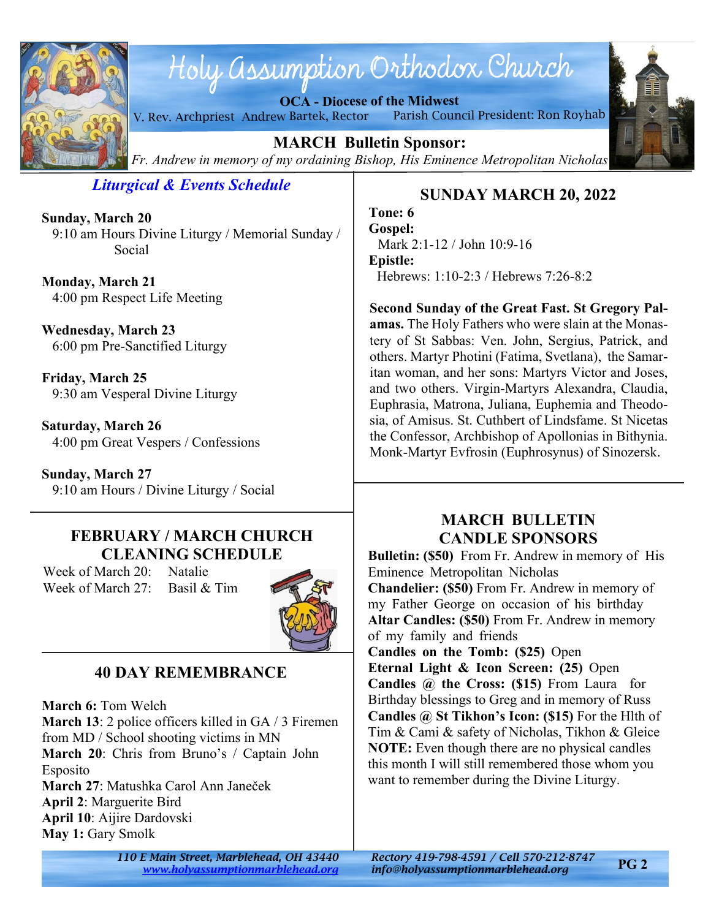# Holy Assumption Orthodox Church

**OCA - Diocese of the Midwest**

V. Rev. Archpriest Andrew Bartek, Rector — Parish Council President: Ron Royhab

## MARCH Bulletin Sponsor:

*Fr. Andrew in memory of my ordaining Bishop, His Eminence Metropolitan Nicholas*

## *Liturgical & Events Schedule*

**Sunday, March 20**
9:10 am Hours Divine Liturgy / Memorial Sunday / Social

**Monday, March 21**
4:00 pm Respect Life Meeting

**Wednesday, March 23**
6:00 pm Pre-Sanctified Liturgy

**Friday, March 25**
9:30 am Vesperal Divine Liturgy

**Saturday, March 26**
4:00 pm Great Vespers / Confessions

**Sunday, March 27**
9:10 am Hours / Divine Liturgy / Social

## FEBRUARY / MARCH CHURCH CLEANING SCHEDULE

Week of March 20: Natalie
Week of March 27: Basil & Tim

## 40 DAY REMEMBRANCE

**March 6:** Tom Welch
**March 13**: 2 police officers killed in GA / 3 Firemen from MD / School shooting victims in MN
**March 20**: Chris from Bruno's / Captain John Esposito
**March 27**: Matushka Carol Ann Janeček
**April 2**: Marguerite Bird
**April 10**: Aijire Dardovski
**May 1:** Gary Smolk

## SUNDAY MARCH 20, 2022

**Tone: 6**
**Gospel:**
Mark 2:1-12 / John 10:9-16
**Epistle:**
Hebrews: 1:10-2:3 / Hebrews 7:26-8:2

**Second Sunday of the Great Fast. St Gregory Palamas.** The Holy Fathers who were slain at the Monastery of St Sabbas: Ven. John, Sergius, Patrick, and others. Martyr Photini (Fatima, Svetlana), the Samaritan woman, and her sons: Martyrs Victor and Joses, and two others. Virgin-Martyrs Alexandra, Claudia, Euphrasia, Matrona, Juliana, Euphemia and Theodosia, of Amisus. St. Cuthbert of Lindsfame. St Nicetas the Confessor, Archbishop of Apollonias in Bithynia. Monk-Martyr Evfrosin (Euphrosynus) of Sinozersk.

## MARCH BULLETIN CANDLE SPONSORS

**Bulletin: ($50)** From Fr. Andrew in memory of His Eminence Metropolitan Nicholas
**Chandelier: ($50)** From Fr. Andrew in memory of my Father George on occasion of his birthday
**Altar Candles: ($50)** From Fr. Andrew in memory of my family and friends
**Candles on the Tomb: ($25)** Open
**Eternal Light & Icon Screen: (25)** Open
**Candles @ the Cross: ($15)** From Laura for Birthday blessings to Greg and in memory of Russ
**Candles @ St Tikhon's Icon: ($15)** For the Hlth of Tim & Cami & safety of Nicholas, Tikhon & Gleice
**NOTE:** Even though there are no physical candles this month I will still remembered those whom you want to remember during the Divine Liturgy.

*110 E Main Street, Marblehead, OH 43440*
*www.holyassumptionmarblehead.org*
*Rectory 419-798-4591 / Cell 570-212-8747*
*info@holyassumptionmarblehead.org*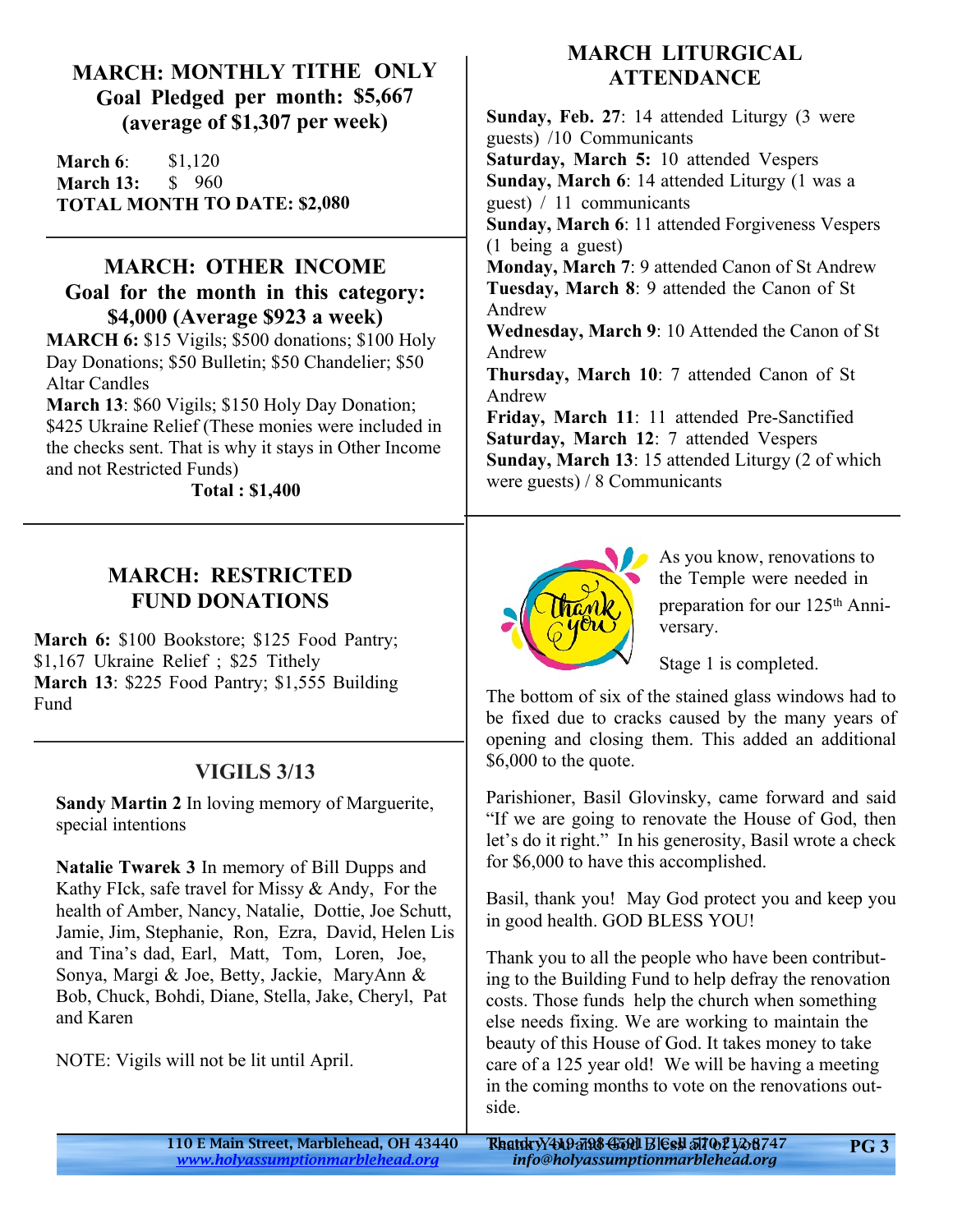## MARCH: MONTHLY TITHE ONLY
## Goal Pledged per month: $5,667
## (average of $1,307 per week)

**March 6**: $1,120
**March 13:** $ 960
**TOTAL MONTH TO DATE: $2,080**

## MARCH: OTHER INCOME
## Goal for the month in this category: $4,000 (Average $923 a week)

**MARCH 6:** $15 Vigils; $500 donations; $100 Holy Day Donations; $50 Bulletin; $50 Chandelier; $50 Altar Candles
**March 13**: $60 Vigils; $150 Holy Day Donation; $425 Ukraine Relief (These monies were included in the checks sent. That is why it stays in Other Income and not Restricted Funds)

**Total : $1,400**

## MARCH: RESTRICTED FUND DONATIONS

**March 6:** $100 Bookstore; $125 Food Pantry; $1,167 Ukraine Relief ; $25 Tithely
**March 13**: $225 Food Pantry; $1,555 Building Fund

## VIGILS 3/13

**Sandy Martin 2** In loving memory of Marguerite, special intentions

**Natalie Twarek 3** In memory of Bill Dupps and Kathy FIck, safe travel for Missy & Andy, For the health of Amber, Nancy, Natalie, Dottie, Joe Schutt, Jamie, Jim, Stephanie, Ron, Ezra, David, Helen Lis and Tina's dad, Earl, Matt, Tom, Loren, Joe, Sonya, Margi & Joe, Betty, Jackie, MaryAnn & Bob, Chuck, Bohdi, Diane, Stella, Jake, Cheryl, Pat and Karen

NOTE: Vigils will not be lit until April.

## MARCH LITURGICAL ATTENDANCE

**Sunday, Feb. 27**: 14 attended Liturgy (3 were guests) /10 Communicants
**Saturday, March 5:** 10 attended Vespers
**Sunday, March 6**: 14 attended Liturgy (1 was a guest) / 11 communicants
**Sunday, March 6**: 11 attended Forgiveness Vespers (1 being a guest)
**Monday, March 7**: 9 attended Canon of St Andrew
**Tuesday, March 8**: 9 attended the Canon of St Andrew
**Wednesday, March 9**: 10 Attended the Canon of St Andrew
**Thursday, March 10**: 7 attended Canon of St Andrew
**Friday, March 11**: 11 attended Pre-Sanctified
**Saturday, March 12**: 7 attended Vespers
**Sunday, March 13**: 15 attended Liturgy (2 of which were guests) / 8 Communicants

As you know, renovations to the Temple were needed in preparation for our 125th Anniversary.

Stage 1 is completed.

The bottom of six of the stained glass windows had to be fixed due to cracks caused by the many years of opening and closing them. This added an additional $6,000 to the quote.

Parishioner, Basil Glovinsky, came forward and said "If we are going to renovate the House of God, then let's do it right." In his generosity, Basil wrote a check for $6,000 to have this accomplished.

Basil, thank you! May God protect you and keep you in good health. GOD BLESS YOU!

Thank you to all the people who have been contributing to the Building Fund to help defray the renovation costs. Those funds help the church when something else needs fixing. We are working to maintain the beauty of this House of God. It takes money to take care of a 125 year old! We will be having a meeting in the coming months to vote on the renovations outside.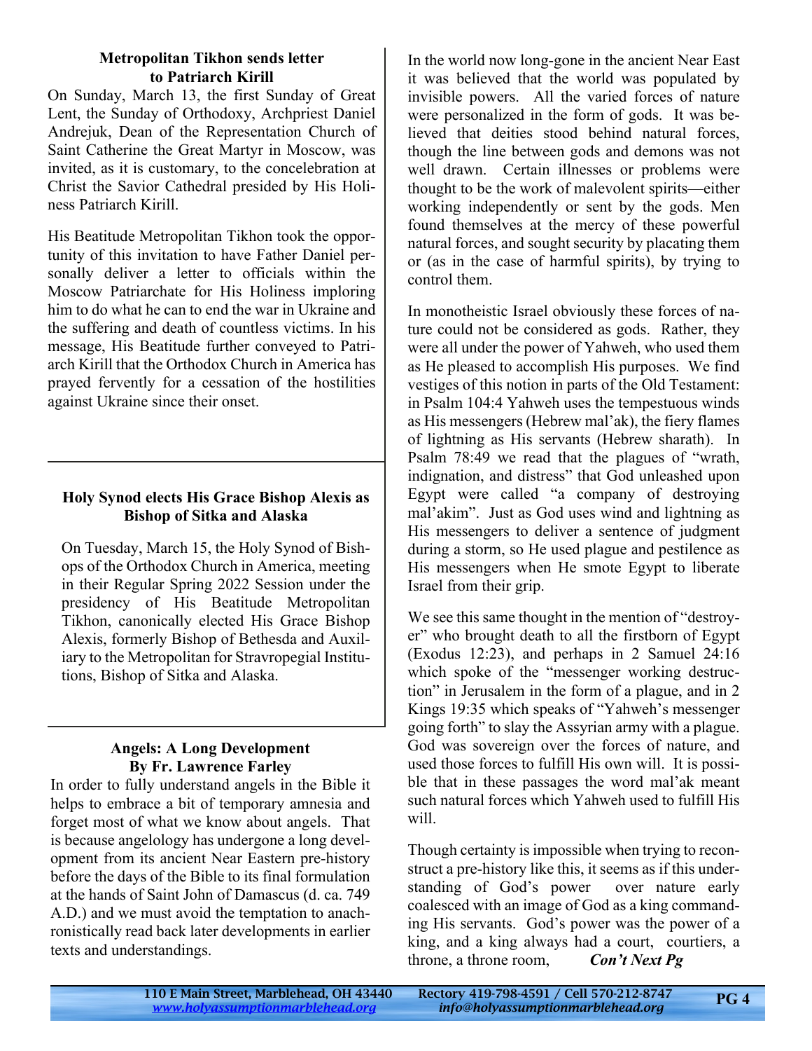### Metropolitan Tikhon sends letter to Patriarch Kirill

On Sunday, March 13, the first Sunday of Great Lent, the Sunday of Orthodoxy, Archpriest Daniel Andrejuk, Dean of the Representation Church of Saint Catherine the Great Martyr in Moscow, was invited, as it is customary, to the concelebration at Christ the Savior Cathedral presided by His Holiness Patriarch Kirill.

His Beatitude Metropolitan Tikhon took the opportunity of this invitation to have Father Daniel personally deliver a letter to officials within the Moscow Patriarchate for His Holiness imploring him to do what he can to end the war in Ukraine and the suffering and death of countless victims. In his message, His Beatitude further conveyed to Patriarch Kirill that the Orthodox Church in America has prayed fervently for a cessation of the hostilities against Ukraine since their onset.

---

### Holy Synod elects His Grace Bishop Alexis as Bishop of Sitka and Alaska

On Tuesday, March 15, the Holy Synod of Bishops of the Orthodox Church in America, meeting in their Regular Spring 2022 Session under the presidency of His Beatitude Metropolitan Tikhon, canonically elected His Grace Bishop Alexis, formerly Bishop of Bethesda and Auxiliary to the Metropolitan for Stravropegial Institutions, Bishop of Sitka and Alaska.

---

### Angels: A Long Development
**By Fr. Lawrence Farley**

In order to fully understand angels in the Bible it helps to embrace a bit of temporary amnesia and forget most of what we know about angels. That is because angelology has undergone a long development from its ancient Near Eastern pre-history before the days of the Bible to its final formulation at the hands of Saint John of Damascus (d. ca. 749 A.D.) and we must avoid the temptation to anachronistically read back later developments in earlier texts and understandings.

In the world now long-gone in the ancient Near East it was believed that the world was populated by invisible powers. All the varied forces of nature were personalized in the form of gods. It was believed that deities stood behind natural forces, though the line between gods and demons was not well drawn. Certain illnesses or problems were thought to be the work of malevolent spirits—either working independently or sent by the gods. Men found themselves at the mercy of these powerful natural forces, and sought security by placating them or (as in the case of harmful spirits), by trying to control them.

In monotheistic Israel obviously these forces of nature could not be considered as gods. Rather, they were all under the power of Yahweh, who used them as He pleased to accomplish His purposes. We find vestiges of this notion in parts of the Old Testament: in Psalm 104:4 Yahweh uses the tempestuous winds as His messengers (Hebrew mal'ak), the fiery flames of lightning as His servants (Hebrew sharath). In Psalm 78:49 we read that the plagues of "wrath, indignation, and distress" that God unleashed upon Egypt were called "a company of destroying mal'akim". Just as God uses wind and lightning as His messengers to deliver a sentence of judgment during a storm, so He used plague and pestilence as His messengers when He smote Egypt to liberate Israel from their grip.

We see this same thought in the mention of "destroyer" who brought death to all the firstborn of Egypt (Exodus 12:23), and perhaps in 2 Samuel 24:16 which spoke of the "messenger working destruction" in Jerusalem in the form of a plague, and in 2 Kings 19:35 which speaks of "Yahweh's messenger going forth" to slay the Assyrian army with a plague. God was sovereign over the forces of nature, and used those forces to fulfill His own will. It is possible that in these passages the word mal'ak meant such natural forces which Yahweh used to fulfill His will.

Though certainty is impossible when trying to reconstruct a pre-history like this, it seems as if this understanding of God's power over nature early coalesced with an image of God as a king commanding His servants. God's power was the power of a king, and a king always had a court, courtiers, a throne, a throne room, ***Con't Next Pg***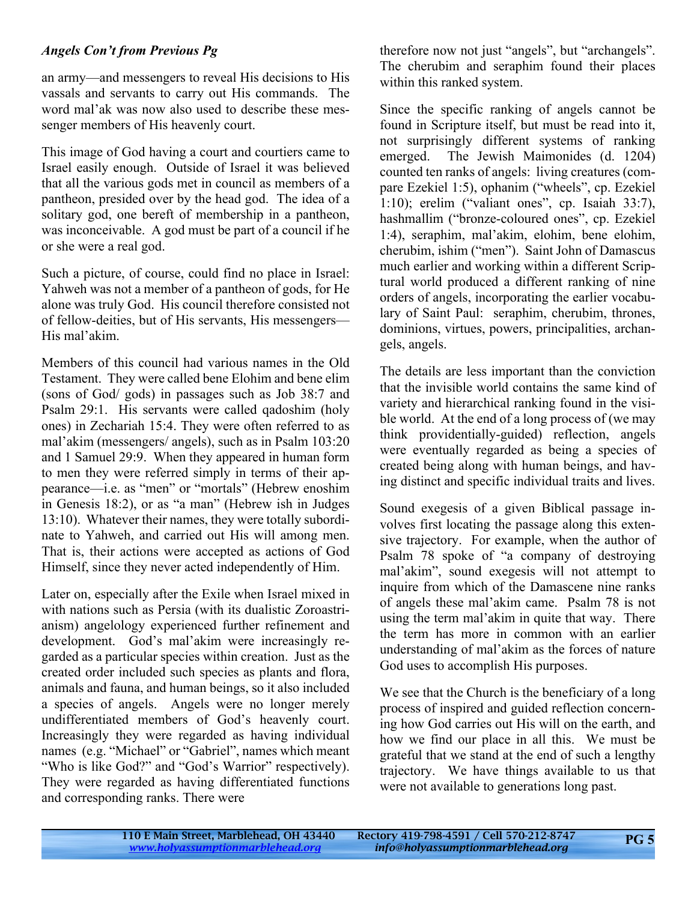***Angels Con't from Previous Pg***

an army—and messengers to reveal His decisions to His vassals and servants to carry out His commands. The word mal'ak was now also used to describe these messenger members of His heavenly court.

This image of God having a court and courtiers came to Israel easily enough. Outside of Israel it was believed that all the various gods met in council as members of a pantheon, presided over by the head god. The idea of a solitary god, one bereft of membership in a pantheon, was inconceivable. A god must be part of a council if he or she were a real god.

Such a picture, of course, could find no place in Israel: Yahweh was not a member of a pantheon of gods, for He alone was truly God. His council therefore consisted not of fellow-deities, but of His servants, His messengers—His mal'akim.

Members of this council had various names in the Old Testament. They were called bene Elohim and bene elim (sons of God/ gods) in passages such as Job 38:7 and Psalm 29:1. His servants were called qadoshim (holy ones) in Zechariah 15:4. They were often referred to as mal'akim (messengers/ angels), such as in Psalm 103:20 and 1 Samuel 29:9. When they appeared in human form to men they were referred simply in terms of their appearance—i.e. as "men" or "mortals" (Hebrew enoshim in Genesis 18:2), or as "a man" (Hebrew ish in Judges 13:10). Whatever their names, they were totally subordinate to Yahweh, and carried out His will among men. That is, their actions were accepted as actions of God Himself, since they never acted independently of Him.

Later on, especially after the Exile when Israel mixed in with nations such as Persia (with its dualistic Zoroastrianism) angelology experienced further refinement and development. God's mal'akim were increasingly regarded as a particular species within creation. Just as the created order included such species as plants and flora, animals and fauna, and human beings, so it also included a species of angels. Angels were no longer merely undifferentiated members of God's heavenly court. Increasingly they were regarded as having individual names (e.g. "Michael" or "Gabriel", names which meant "Who is like God?" and "God's Warrior" respectively). They were regarded as having differentiated functions and corresponding ranks. There were therefore now not just "angels", but "archangels". The cherubim and seraphim found their places within this ranked system.

Since the specific ranking of angels cannot be found in Scripture itself, but must be read into it, not surprisingly different systems of ranking emerged. The Jewish Maimonides (d. 1204) counted ten ranks of angels: living creatures (compare Ezekiel 1:5), ophanim ("wheels", cp. Ezekiel 1:10); erelim ("valiant ones", cp. Isaiah 33:7), hashmallim ("bronze-coloured ones", cp. Ezekiel 1:4), seraphim, mal'akim, elohim, bene elohim, cherubim, ishim ("men"). Saint John of Damascus much earlier and working within a different Scriptural world produced a different ranking of nine orders of angels, incorporating the earlier vocabulary of Saint Paul: seraphim, cherubim, thrones, dominions, virtues, powers, principalities, archangels, angels.

The details are less important than the conviction that the invisible world contains the same kind of variety and hierarchical ranking found in the visible world. At the end of a long process of (we may think providentially-guided) reflection, angels were eventually regarded as being a species of created being along with human beings, and having distinct and specific individual traits and lives.

Sound exegesis of a given Biblical passage involves first locating the passage along this extensive trajectory. For example, when the author of Psalm 78 spoke of "a company of destroying mal'akim", sound exegesis will not attempt to inquire from which of the Damascene nine ranks of angels these mal'akim came. Psalm 78 is not using the term mal'akim in quite that way. There the term has more in common with an earlier understanding of mal'akim as the forces of nature God uses to accomplish His purposes.

We see that the Church is the beneficiary of a long process of inspired and guided reflection concerning how God carries out His will on the earth, and how we find our place in all this. We must be grateful that we stand at the end of such a lengthy trajectory. We have things available to us that were not available to generations long past.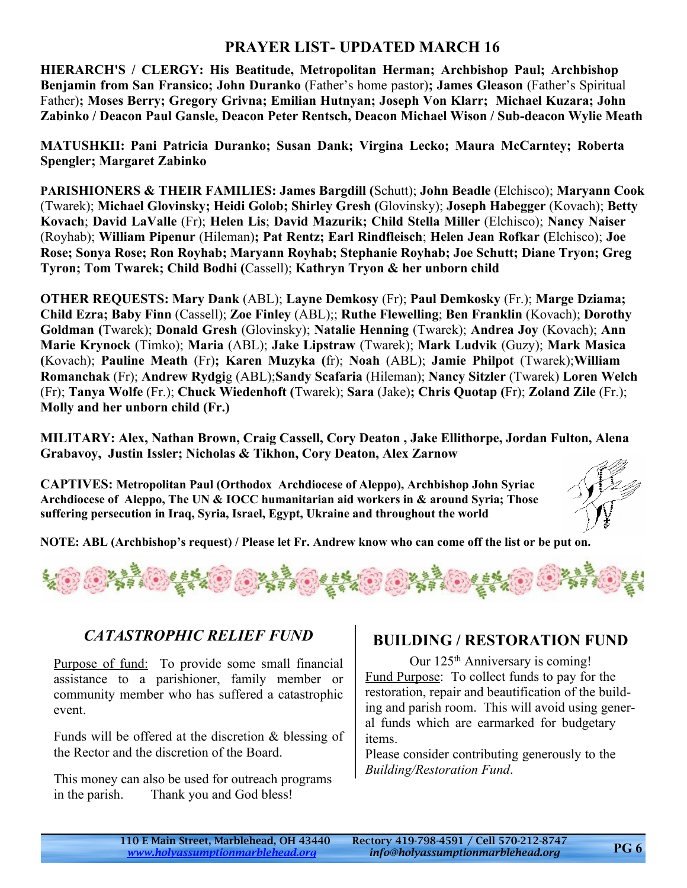## PRAYER LIST- UPDATED MARCH 16

**HIERARCH'S / CLERGY: His Beatitude, Metropolitan Herman; Archbishop Paul; Archbishop Benjamin from San Fransico; John Duranko** (Father's home pastor)**; James Gleason** (Father's Spiritual Father)**; Moses Berry; Gregory Grivna; Emilian Hutnyan; Joseph Von Klarr; Michael Kuzara; John Zabinko / Deacon Paul Gansle, Deacon Peter Rentsch, Deacon Michael Wison / Sub-deacon Wylie Meath**

**MATUSHKII: Pani Patricia Duranko; Susan Dank; Virgina Lecko; Maura McCarntey; Roberta Spengler; Margaret Zabinko**

**PARISHIONERS & THEIR FAMILIES: James Bargdill (**Schutt); **John Beadle** (Elchisco); **Maryann Cook** (Twarek); **Michael Glovinsky; Heidi Golob; Shirley Gresh (**Glovinsky); **Joseph Habegger** (Kovach); **Betty Kovach**; **David LaValle** (Fr); **Helen Lis**; **David Mazurik; Child Stella Miller** (Elchisco); **Nancy Naiser** (Royhab); **William Pipenur** (Hileman)**; Pat Rentz; Earl Rindfleisch**; **Helen Jean Rofkar (**Elchisco); **Joe Rose; Sonya Rose; Ron Royhab; Maryann Royhab; Stephanie Royhab; Joe Schutt; Diane Tryon; Greg Tyron; Tom Twarek; Child Bodhi (**Cassell); **Kathryn Tryon & her unborn child**

**OTHER REQUESTS: Mary Dank** (ABL); **Layne Demkosy** (Fr); **Paul Demkosky** (Fr.); **Marge Dziama; Child Ezra; Baby Finn** (Cassell); **Zoe Finley** (ABL);; **Ruthe Flewelling**; **Ben Franklin** (Kovach); **Dorothy Goldman (**Twarek); **Donald Gresh** (Glovinsky); **Natalie Henning** (Twarek); **Andrea Joy** (Kovach); **Ann Marie Krynock** (Timko); **Maria** (ABL); **Jake Lipstraw** (Twarek); **Mark Ludvik** (Guzy); **Mark Masica (**Kovach); **Pauline Meath** (Fr)**; Karen Muzyka (**fr); **Noah** (ABL); **Jamie Philpot** (Twarek);**William Romanchak** (Fr); **Andrew Rydgi**g (ABL);**Sandy Scafaria** (Hileman); **Nancy Sitzler** (Twarek) **Loren Welch** (Fr); **Tanya Wolfe** (Fr.); **Chuck Wiedenhoft (**Twarek); **Sara** (Jake)**; Chris Quotap (**Fr); **Zoland Zile** (Fr.); **Molly and her unborn child (Fr.)**

**MILITARY: Alex, Nathan Brown, Craig Cassell, Cory Deaton , Jake Ellithorpe, Jordan Fulton, Alena Grabavoy, Justin Issler; Nicholas & Tikhon, Cory Deaton, Alex Zarnow**

**CAPTIVES: Metropolitan Paul (Orthodox Archdiocese of Aleppo), Archbishop John Syriac Archdiocese of Aleppo, The UN & IOCC humanitarian aid workers in & around Syria; Those suffering persecution in Iraq, Syria, Israel, Egypt, Ukraine and throughout the world**

**NOTE: ABL (Archbishop's request) / Please let Fr. Andrew know who can come off the list or be put on.**

## *CATASTROPHIC RELIEF FUND*

Purpose of fund: To provide some small financial assistance to a parishioner, family member or community member who has suffered a catastrophic event.

Funds will be offered at the discretion & blessing of the Rector and the discretion of the Board.

This money can also be used for outreach programs in the parish. Thank you and God bless!

## BUILDING / RESTORATION FUND

Our 125th Anniversary is coming!

Fund Purpose: To collect funds to pay for the restoration, repair and beautification of the building and parish room. This will avoid using general funds which are earmarked for budgetary items.

Please consider contributing generously to the *Building/Restoration Fund*.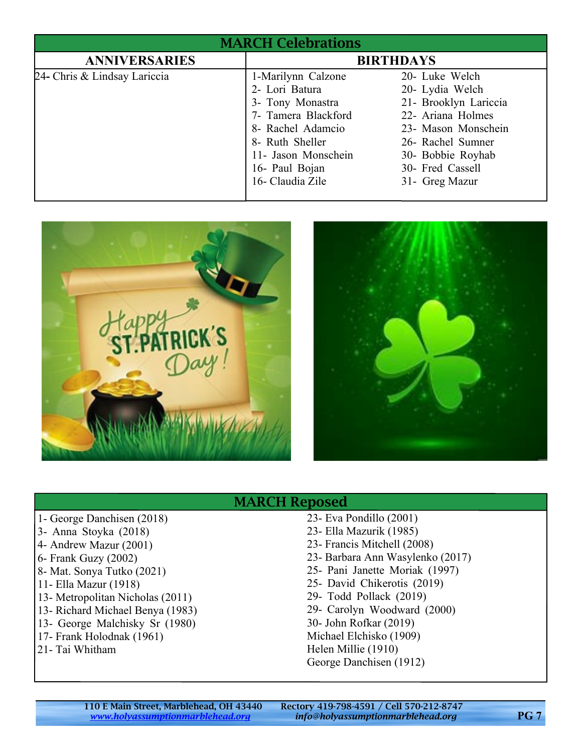## MARCH Celebrations

| ANNIVERSARIES | BIRTHDAYS | |
|---|---|---|
| 24- Chris & Lindsay Lariccia | 1-Marilynn Calzone | 20- Luke Welch |
| | 2- Lori Batura | 20- Lydia Welch |
| | 3- Tony Monastra | 21- Brooklyn Lariccia |
| | 7- Tamera Blackford | 22- Ariana Holmes |
| | 8- Rachel Adamcio | 23- Mason Monschein |
| | 8- Ruth Sheller | 26- Rachel Sumner |
| | 11- Jason Monschein | 30- Bobbie Royhab |
| | 16- Paul Bojan | 30- Fred Cassell |
| | 16- Claudia Zile | 31- Greg Mazur |

## MARCH Reposed

| | |
|---|---|
| 1- George Danchisen (2018) | 23- Eva Pondillo (2001) |
| 3- Anna Stoyka (2018) | 23- Ella Mazurik (1985) |
| 4- Andrew Mazur (2001) | 23- Francis Mitchell (2008) |
| 6- Frank Guzy (2002) | 23- Barbara Ann Wasylenko (2017) |
| 8- Mat. Sonya Tutko (2021) | 25- Pani Janette Moriak (1997) |
| 11- Ella Mazur (1918) | 25- David Chikerotis (2019) |
| 13- Metropolitan Nicholas (2011) | 29- Todd Pollack (2019) |
| 13- Richard Michael Benya (1983) | 29- Carolyn Woodward (2000) |
| 13- George Malchisky Sr (1980) | 30- John Rofkar (2019) |
| 17- Frank Holodnak (1961) | Michael Elchisko (1909) |
| 21- Tai Whitham | Helen Millie (1910) |
| | George Danchisen (1912) |

110 E Main Street, Marblehead, OH 43440 | Rectory 419-798-4591 / Cell 570-212-8747
*www.holyassumptionmarblehead.org* | *info@holyassumptionmarblehead.org*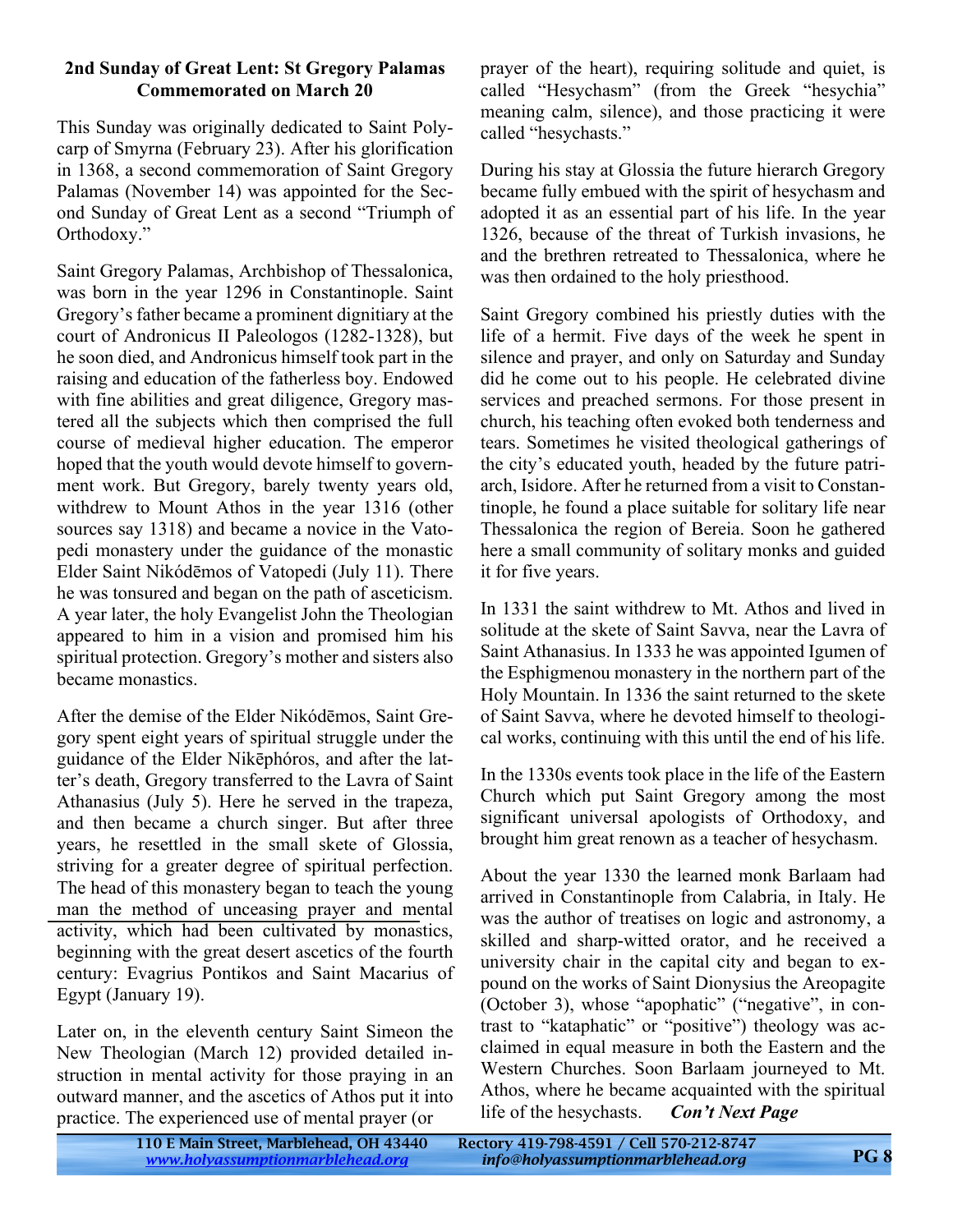**2nd Sunday of Great Lent: St Gregory Palamas Commemorated on March 20**

This Sunday was originally dedicated to Saint Polycarp of Smyrna (February 23). After his glorification in 1368, a second commemoration of Saint Gregory Palamas (November 14) was appointed for the Second Sunday of Great Lent as a second "Triumph of Orthodoxy."

Saint Gregory Palamas, Archbishop of Thessalonica, was born in the year 1296 in Constantinople. Saint Gregory's father became a prominent dignitiary at the court of Andronicus II Paleologos (1282-1328), but he soon died, and Andronicus himself took part in the raising and education of the fatherless boy. Endowed with fine abilities and great diligence, Gregory mastered all the subjects which then comprised the full course of medieval higher education. The emperor hoped that the youth would devote himself to government work. But Gregory, barely twenty years old, withdrew to Mount Athos in the year 1316 (other sources say 1318) and became a novice in the Vatopedi monastery under the guidance of the monastic Elder Saint Nikódēmos of Vatopedi (July 11). There he was tonsured and began on the path of asceticism. A year later, the holy Evangelist John the Theologian appeared to him in a vision and promised him his spiritual protection. Gregory's mother and sisters also became monastics.

After the demise of the Elder Nikódēmos, Saint Gregory spent eight years of spiritual struggle under the guidance of the Elder Nikēphóros, and after the latter's death, Gregory transferred to the Lavra of Saint Athanasius (July 5). Here he served in the trapeza, and then became a church singer. But after three years, he resettled in the small skete of Glossia, striving for a greater degree of spiritual perfection. The head of this monastery began to teach the young man the method of unceasing prayer and mental activity, which had been cultivated by monastics, beginning with the great desert ascetics of the fourth century: Evagrius Pontikos and Saint Macarius of Egypt (January 19).

Later on, in the eleventh century Saint Simeon the New Theologian (March 12) provided detailed instruction in mental activity for those praying in an outward manner, and the ascetics of Athos put it into practice. The experienced use of mental prayer (or prayer of the heart), requiring solitude and quiet, is called "Hesychasm" (from the Greek "hesychia" meaning calm, silence), and those practicing it were called "hesychasts."

During his stay at Glossia the future hierarch Gregory became fully embued with the spirit of hesychasm and adopted it as an essential part of his life. In the year 1326, because of the threat of Turkish invasions, he and the brethren retreated to Thessalonica, where he was then ordained to the holy priesthood.

Saint Gregory combined his priestly duties with the life of a hermit. Five days of the week he spent in silence and prayer, and only on Saturday and Sunday did he come out to his people. He celebrated divine services and preached sermons. For those present in church, his teaching often evoked both tenderness and tears. Sometimes he visited theological gatherings of the city's educated youth, headed by the future patriarch, Isidore. After he returned from a visit to Constantinople, he found a place suitable for solitary life near Thessalonica the region of Bereia. Soon he gathered here a small community of solitary monks and guided it for five years.

In 1331 the saint withdrew to Mt. Athos and lived in solitude at the skete of Saint Savva, near the Lavra of Saint Athanasius. In 1333 he was appointed Igumen of the Esphigmenou monastery in the northern part of the Holy Mountain. In 1336 the saint returned to the skete of Saint Savva, where he devoted himself to theological works, continuing with this until the end of his life.

In the 1330s events took place in the life of the Eastern Church which put Saint Gregory among the most significant universal apologists of Orthodoxy, and brought him great renown as a teacher of hesychasm.

About the year 1330 the learned monk Barlaam had arrived in Constantinople from Calabria, in Italy. He was the author of treatises on logic and astronomy, a skilled and sharp-witted orator, and he received a university chair in the capital city and began to expound on the works of Saint Dionysius the Areopagite (October 3), whose "apophatic" ("negative", in contrast to "kataphatic" or "positive") theology was acclaimed in equal measure in both the Eastern and the Western Churches. Soon Barlaam journeyed to Mt. Athos, where he became acquainted with the spiritual life of the hesychasts. ***Con't Next Page***

110 E Main Street, Marblehead, OH 43440 Rectory 419-798-4591 / Cell 570-212-8747
www.holyassumptionmarblehead.org info@holyassumptionmarblehead.org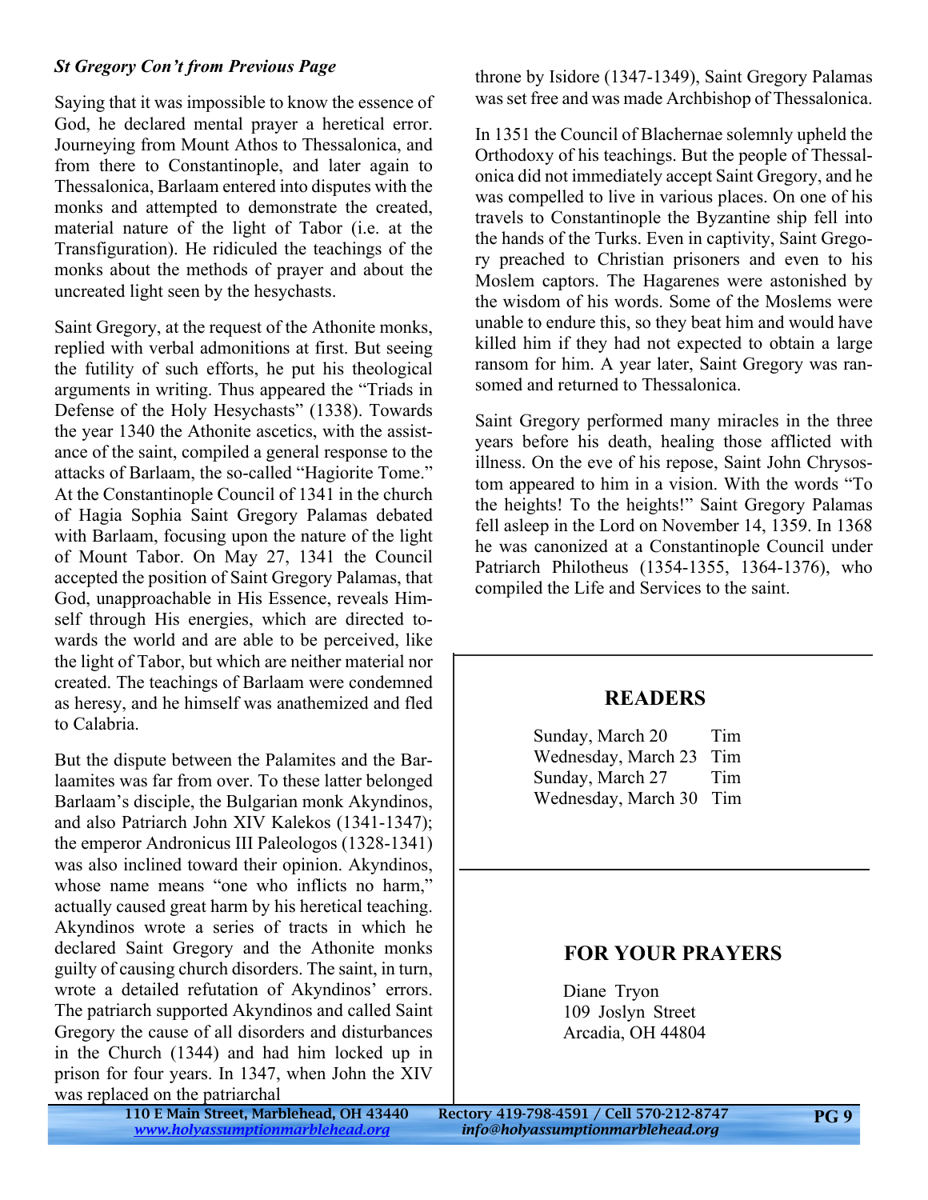*St Gregory Con't from Previous Page*

Saying that it was impossible to know the essence of God, he declared mental prayer a heretical error. Journeying from Mount Athos to Thessalonica, and from there to Constantinople, and later again to Thessalonica, Barlaam entered into disputes with the monks and attempted to demonstrate the created, material nature of the light of Tabor (i.e. at the Transfiguration). He ridiculed the teachings of the monks about the methods of prayer and about the uncreated light seen by the hesychasts.

Saint Gregory, at the request of the Athonite monks, replied with verbal admonitions at first. But seeing the futility of such efforts, he put his theological arguments in writing. Thus appeared the "Triads in Defense of the Holy Hesychasts" (1338). Towards the year 1340 the Athonite ascetics, with the assistance of the saint, compiled a general response to the attacks of Barlaam, the so-called "Hagiorite Tome." At the Constantinople Council of 1341 in the church of Hagia Sophia Saint Gregory Palamas debated with Barlaam, focusing upon the nature of the light of Mount Tabor. On May 27, 1341 the Council accepted the position of Saint Gregory Palamas, that God, unapproachable in His Essence, reveals Himself through His energies, which are directed towards the world and are able to be perceived, like the light of Tabor, but which are neither material nor created. The teachings of Barlaam were condemned as heresy, and he himself was anathemized and fled to Calabria.

But the dispute between the Palamites and the Barlaamites was far from over. To these latter belonged Barlaam's disciple, the Bulgarian monk Akyndinos, and also Patriarch John XIV Kalekos (1341-1347); the emperor Andronicus III Paleologos (1328-1341) was also inclined toward their opinion. Akyndinos, whose name means "one who inflicts no harm," actually caused great harm by his heretical teaching. Akyndinos wrote a series of tracts in which he declared Saint Gregory and the Athonite monks guilty of causing church disorders. The saint, in turn, wrote a detailed refutation of Akyndinos' errors. The patriarch supported Akyndinos and called Saint Gregory the cause of all disorders and disturbances in the Church (1344) and had him locked up in prison for four years. In 1347, when John the XIV was replaced on the patriarchal throne by Isidore (1347-1349), Saint Gregory Palamas was set free and was made Archbishop of Thessalonica.

In 1351 the Council of Blachernae solemnly upheld the Orthodoxy of his teachings. But the people of Thessalonica did not immediately accept Saint Gregory, and he was compelled to live in various places. On one of his travels to Constantinople the Byzantine ship fell into the hands of the Turks. Even in captivity, Saint Gregory preached to Christian prisoners and even to his Moslem captors. The Hagarenes were astonished by the wisdom of his words. Some of the Moslems were unable to endure this, so they beat him and would have killed him if they had not expected to obtain a large ransom for him. A year later, Saint Gregory was ransomed and returned to Thessalonica.

Saint Gregory performed many miracles in the three years before his death, healing those afflicted with illness. On the eve of his repose, Saint John Chrysostom appeared to him in a vision. With the words "To the heights! To the heights!" Saint Gregory Palamas fell asleep in the Lord on November 14, 1359. In 1368 he was canonized at a Constantinople Council under Patriarch Philotheus (1354-1355, 1364-1376), who compiled the Life and Services to the saint.

## READERS

| | |
|---|---|
| Sunday, March 20 | Tim |
| Wednesday, March 23 | Tim |
| Sunday, March 27 | Tim |
| Wednesday, March 30 | Tim |

## FOR YOUR PRAYERS

Diane Tryon
109 Joslyn Street
Arcadia, OH 44804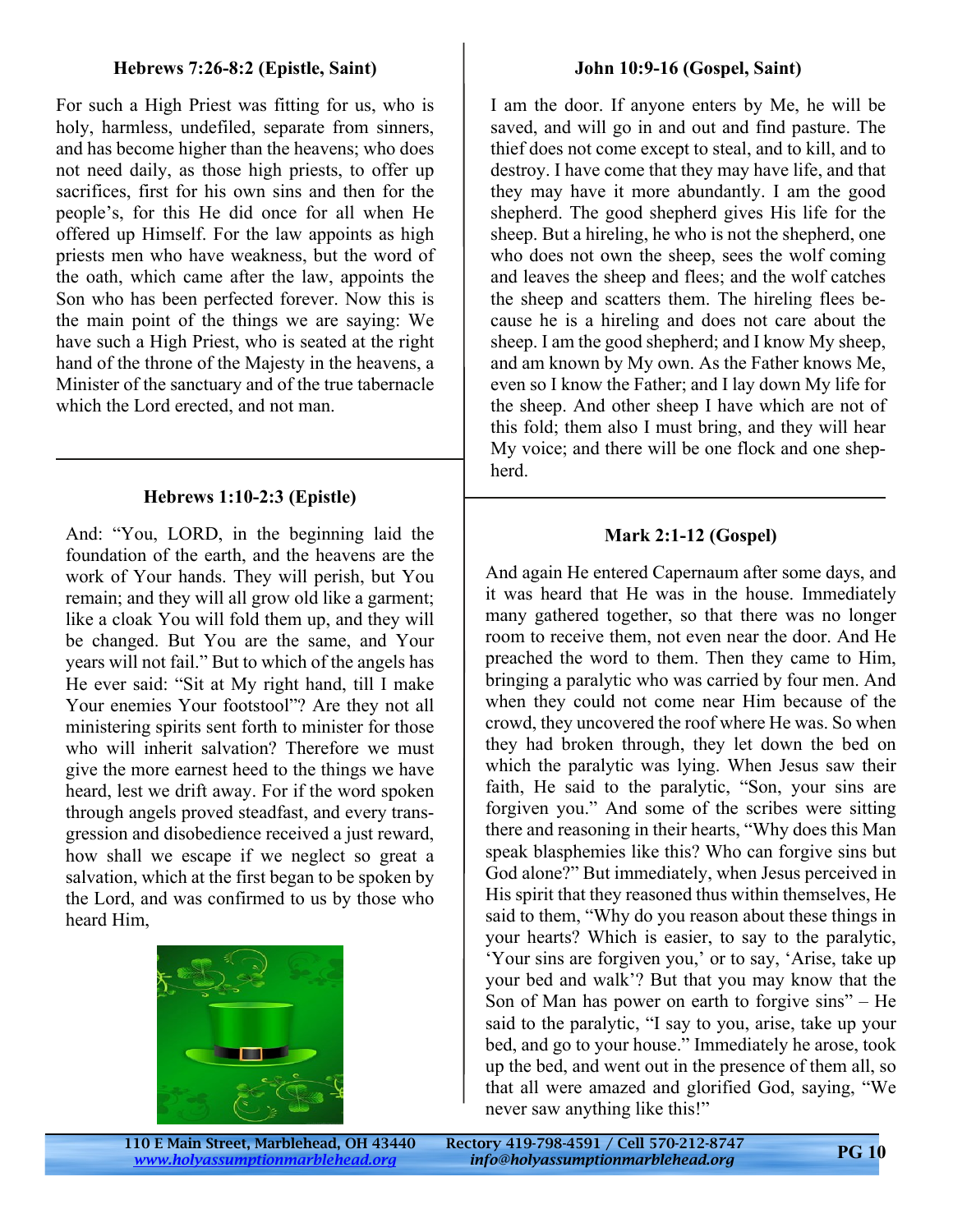### Hebrews 7:26-8:2 (Epistle, Saint)

For such a High Priest was fitting for us, who is holy, harmless, undefiled, separate from sinners, and has become higher than the heavens; who does not need daily, as those high priests, to offer up sacrifices, first for his own sins and then for the people's, for this He did once for all when He offered up Himself. For the law appoints as high priests men who have weakness, but the word of the oath, which came after the law, appoints the Son who has been perfected forever. Now this is the main point of the things we are saying: We have such a High Priest, who is seated at the right hand of the throne of the Majesty in the heavens, a Minister of the sanctuary and of the true tabernacle which the Lord erected, and not man.

### Hebrews 1:10-2:3 (Epistle)

And: "You, LORD, in the beginning laid the foundation of the earth, and the heavens are the work of Your hands. They will perish, but You remain; and they will all grow old like a garment; like a cloak You will fold them up, and they will be changed. But You are the same, and Your years will not fail." But to which of the angels has He ever said: "Sit at My right hand, till I make Your enemies Your footstool"? Are they not all ministering spirits sent forth to minister for those who will inherit salvation? Therefore we must give the more earnest heed to the things we have heard, lest we drift away. For if the word spoken through angels proved steadfast, and every transgression and disobedience received a just reward, how shall we escape if we neglect so great a salvation, which at the first began to be spoken by the Lord, and was confirmed to us by those who heard Him,

### John 10:9-16 (Gospel, Saint)

I am the door. If anyone enters by Me, he will be saved, and will go in and out and find pasture. The thief does not come except to steal, and to kill, and to destroy. I have come that they may have life, and that they may have it more abundantly. I am the good shepherd. The good shepherd gives His life for the sheep. But a hireling, he who is not the shepherd, one who does not own the sheep, sees the wolf coming and leaves the sheep and flees; and the wolf catches the sheep and scatters them. The hireling flees because he is a hireling and does not care about the sheep. I am the good shepherd; and I know My sheep, and am known by My own. As the Father knows Me, even so I know the Father; and I lay down My life for the sheep. And other sheep I have which are not of this fold; them also I must bring, and they will hear My voice; and there will be one flock and one shepherd.

### Mark 2:1-12 (Gospel)

And again He entered Capernaum after some days, and it was heard that He was in the house. Immediately many gathered together, so that there was no longer room to receive them, not even near the door. And He preached the word to them. Then they came to Him, bringing a paralytic who was carried by four men. And when they could not come near Him because of the crowd, they uncovered the roof where He was. So when they had broken through, they let down the bed on which the paralytic was lying. When Jesus saw their faith, He said to the paralytic, "Son, your sins are forgiven you." And some of the scribes were sitting there and reasoning in their hearts, "Why does this Man speak blasphemies like this? Who can forgive sins but God alone?" But immediately, when Jesus perceived in His spirit that they reasoned thus within themselves, He said to them, "Why do you reason about these things in your hearts? Which is easier, to say to the paralytic, 'Your sins are forgiven you,' or to say, 'Arise, take up your bed and walk'? But that you may know that the Son of Man has power on earth to forgive sins" – He said to the paralytic, "I say to you, arise, take up your bed, and go to your house." Immediately he arose, took up the bed, and went out in the presence of them all, so that all were amazed and glorified God, saying, "We never saw anything like this!"

110 E Main Street, Marblehead, OH 43440 | Rectory 419-798-4591 / Cell 570-212-8747
*www.holyassumptionmarblehead.org* | *info@holyassumptionmarblehead.org*